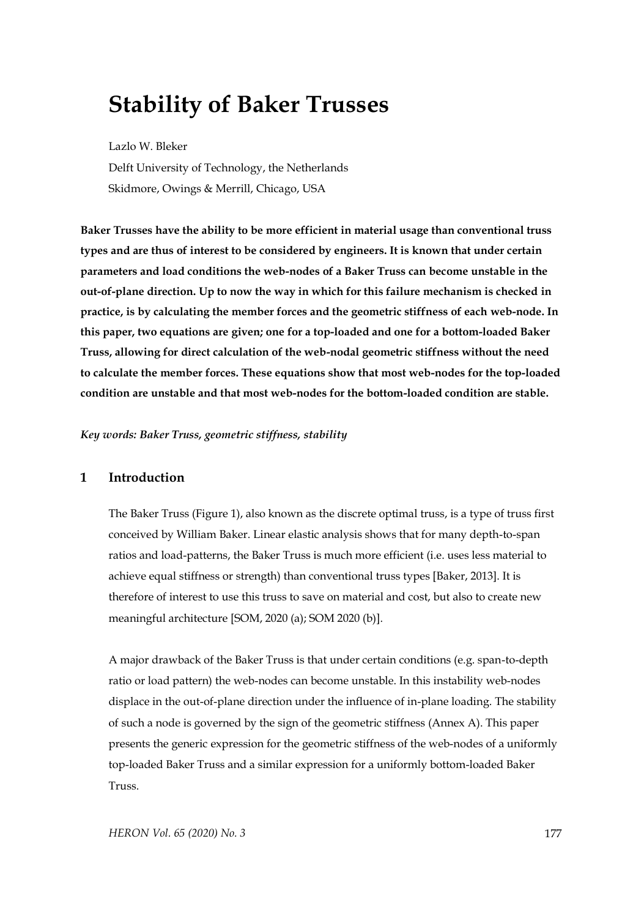# Stability of Baker Trusses

Lazlo W. Bleker

Delft University of Technology, the Netherlands

Skidmore, Owings & Merrill, Chicago, USA

**Baker Trusses have the ability to be more efficient in material usage than conventional truss types and are thus of interest to be considered by engineers. It is known that under certain parameters and load conditions the web-nodes of a Baker Truss can become unstable in the out-of-plane direction. Up to now the way in which for this failure mechanism is checked in practice, is by calculating the member forces and the geometric stiffness of each web-node. In this paper, two equations are given; one for a top-loaded and one for a bottom-loaded Baker Truss, allowing for direct calculation of the web-nodal geometric stiffness without the need to calculate the member forces. These equations show that most web-nodes for the top-loaded condition are unstable and that most web-nodes for the bottom-loaded condition are stable.**

***Key words: Baker Truss, geometric stiffness, stability***

## 1 Introduction

The Baker Truss (Figure 1), also known as the discrete optimal truss, is a type of truss first conceived by William Baker. Linear elastic analysis shows that for many depth-to-span ratios and load-patterns, the Baker Truss is much more efficient (i.e. uses less material to achieve equal stiffness or strength) than conventional truss types [Baker, 2013]. It is therefore of interest to use this truss to save on material and cost, but also to create new meaningful architecture [SOM, 2020 (a); SOM 2020 (b)].

A major drawback of the Baker Truss is that under certain conditions (e.g. span-to-depth ratio or load pattern) the web-nodes can become unstable. In this instability web-nodes displace in the out-of-plane direction under the influence of in-plane loading. The stability of such a node is governed by the sign of the geometric stiffness (Annex A). This paper presents the generic expression for the geometric stiffness of the web-nodes of a uniformly top-loaded Baker Truss and a similar expression for a uniformly bottom-loaded Baker Truss.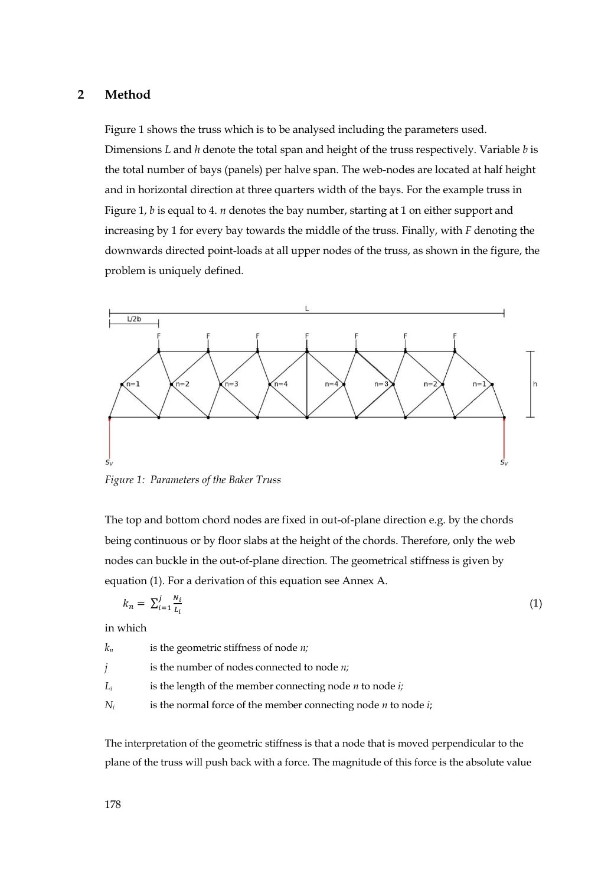## 2 Method

Figure 1 shows the truss which is to be analysed including the parameters used. Dimensions $L$ and $h$ denote the total span and height of the truss respectively. Variable $b$ is the total number of bays (panels) per halve span. The web-nodes are located at half height and in horizontal direction at three quarters width of the bays. For the example truss in Figure 1, $b$ is equal to 4. $n$ denotes the bay number, starting at 1 on either support and increasing by 1 for every bay towards the middle of the truss. Finally, with $F$ denoting the downwards directed point-loads at all upper nodes of the truss, as shown in the figure, the problem is uniquely defined.

*Figure 1: Parameters of the Baker Truss*

The top and bottom chord nodes are fixed in out-of-plane direction e.g. by the chords being continuous or by floor slabs at the height of the chords. Therefore, only the web nodes can buckle in the out-of-plane direction. The geometrical stiffness is given by equation (1). For a derivation of this equation see Annex A.

$$k_n = \sum_{i=1}^{j} \frac{N_i}{L_i} \tag{1}$$

in which

- $k_n$ is the geometric stiffness of node $n$;
- $j$ is the number of nodes connected to node $n$;
- $L_i$ is the length of the member connecting node $n$ to node $i$;
- $N_i$ is the normal force of the member connecting node $n$ to node $i$;

The interpretation of the geometric stiffness is that a node that is moved perpendicular to the plane of the truss will push back with a force. The magnitude of this force is the absolute value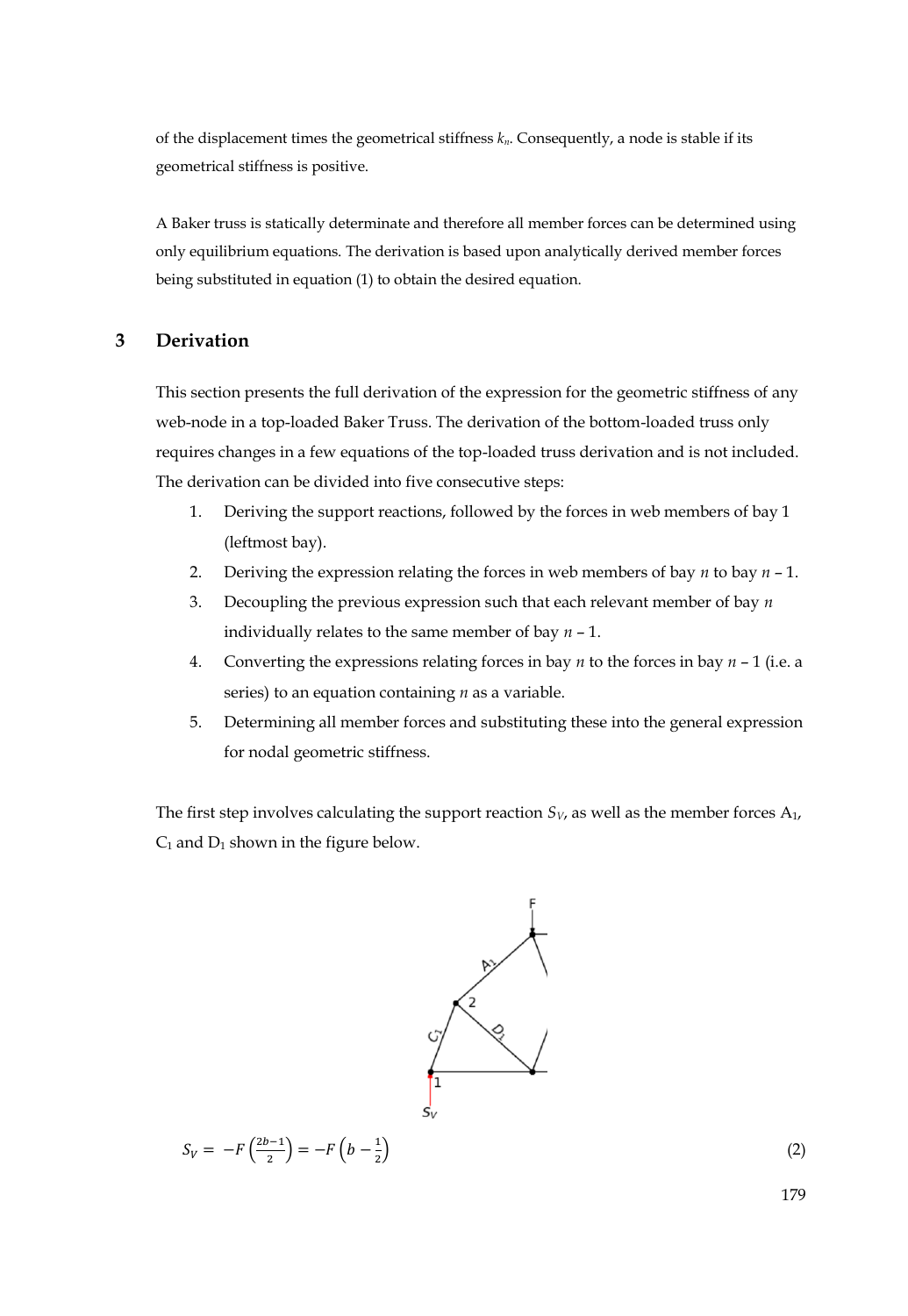of the displacement times the geometrical stiffness $k_n$. Consequently, a node is stable if its geometrical stiffness is positive.

A Baker truss is statically determinate and therefore all member forces can be determined using only equilibrium equations. The derivation is based upon analytically derived member forces being substituted in equation (1) to obtain the desired equation.

## 3 Derivation

This section presents the full derivation of the expression for the geometric stiffness of any web-node in a top-loaded Baker Truss. The derivation of the bottom-loaded truss only requires changes in a few equations of the top-loaded truss derivation and is not included. The derivation can be divided into five consecutive steps:

1. Deriving the support reactions, followed by the forces in web members of bay 1 (leftmost bay).
2. Deriving the expression relating the forces in web members of bay $n$ to bay $n$ – 1.
3. Decoupling the previous expression such that each relevant member of bay $n$ individually relates to the same member of bay $n$ – 1.
4. Converting the expressions relating forces in bay $n$ to the forces in bay $n$ – 1 (i.e. a series) to an equation containing $n$ as a variable.
5. Determining all member forces and substituting these into the general expression for nodal geometric stiffness.

The first step involves calculating the support reaction $S_V$, as well as the member forces $A_1$, $C_1$ and $D_1$ shown in the figure below.

$$S_V = -F\left(\frac{2b-1}{2}\right) = -F\left(b - \frac{1}{2}\right) \tag{2}$$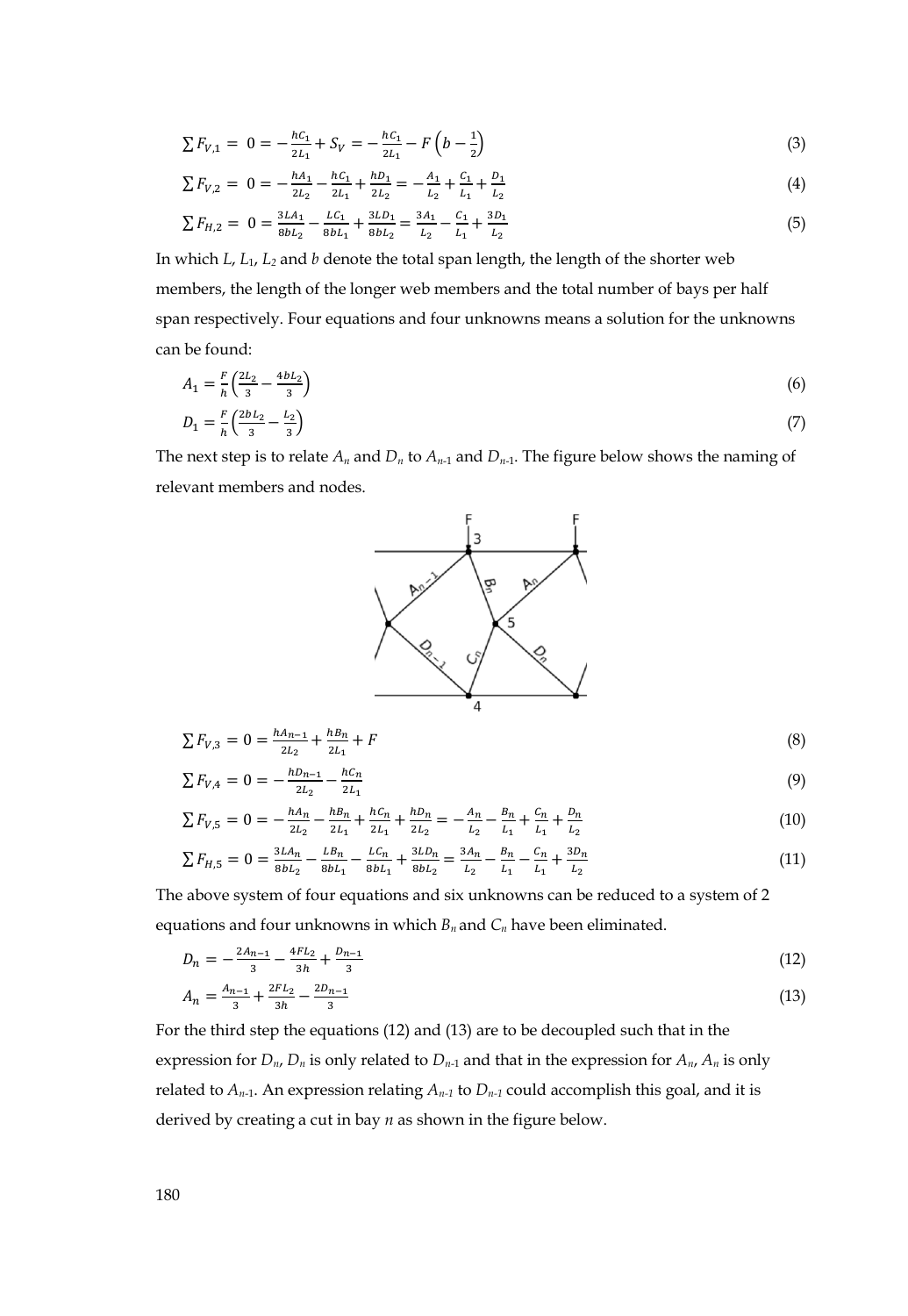$$\sum F_{V,1} = 0 = -\frac{hC_1}{2L_1} + S_V = -\frac{hC_1}{2L_1} - F\left(b - \frac{1}{2}\right) \tag{3}$$

$$\sum F_{V,2} = 0 = -\frac{hA_1}{2L_2} - \frac{hC_1}{2L_1} + \frac{hD_1}{2L_2} = -\frac{A_1}{L_2} + \frac{C_1}{L_1} + \frac{D_1}{L_2} \tag{4}$$

$$\sum F_{H,2} = 0 = \frac{3LA_1}{8bL_2} - \frac{LC_1}{8bL_1} + \frac{3LD_1}{8bL_2} = \frac{3A_1}{L_2} - \frac{C_1}{L_1} + \frac{3D_1}{L_2} \tag{5}$$

In which $L$, $L_1$, $L_2$ and $b$ denote the total span length, the length of the shorter web members, the length of the longer web members and the total number of bays per half span respectively. Four equations and four unknowns means a solution for the unknowns can be found:

$$A_1 = \frac{F}{h}\left(\frac{2L_2}{3} - \frac{4bL_2}{3}\right) \tag{6}$$

$$D_1 = \frac{F}{h}\left(\frac{2bL_2}{3} - \frac{L_2}{3}\right) \tag{7}$$

The next step is to relate $A_n$ and $D_n$ to $A_{n-1}$ and $D_{n-1}$. The figure below shows the naming of relevant members and nodes.

$$\sum F_{V,3} = 0 = \frac{hA_{n-1}}{2L_2} + \frac{hB_n}{2L_1} + F \tag{8}$$

$$\sum F_{V,4} = 0 = -\frac{hD_{n-1}}{2L_2} - \frac{hC_n}{2L_1} \tag{9}$$

$$\sum F_{V,5} = 0 = -\frac{hA_n}{2L_2} - \frac{hB_n}{2L_1} + \frac{hC_n}{2L_1} + \frac{hD_n}{2L_2} = -\frac{A_n}{L_2} - \frac{B_n}{L_1} + \frac{C_n}{L_1} + \frac{D_n}{L_2} \tag{10}$$

$$\sum F_{H,5} = 0 = \frac{3LA_n}{8bL_2} - \frac{LB_n}{8bL_1} - \frac{LC_n}{8bL_1} + \frac{3LD_n}{8bL_2} = \frac{3A_n}{L_2} - \frac{B_n}{L_1} - \frac{C_n}{L_1} + \frac{3D_n}{L_2} \tag{11}$$

The above system of four equations and six unknowns can be reduced to a system of 2 equations and four unknowns in which $B_n$ and $C_n$ have been eliminated.

$$D_n = -\frac{2A_{n-1}}{3} - \frac{4FL_2}{3h} + \frac{D_{n-1}}{3} \tag{12}$$

$$A_n = \frac{A_{n-1}}{3} + \frac{2FL_2}{3h} - \frac{2D_{n-1}}{3} \tag{13}$$

For the third step the equations (12) and (13) are to be decoupled such that in the expression for $D_n$, $D_n$ is only related to $D_{n-1}$ and that in the expression for $A_n$, $A_n$ is only related to $A_{n-1}$. An expression relating $A_{n-1}$ to $D_{n-1}$ could accomplish this goal, and it is derived by creating a cut in bay $n$ as shown in the figure below.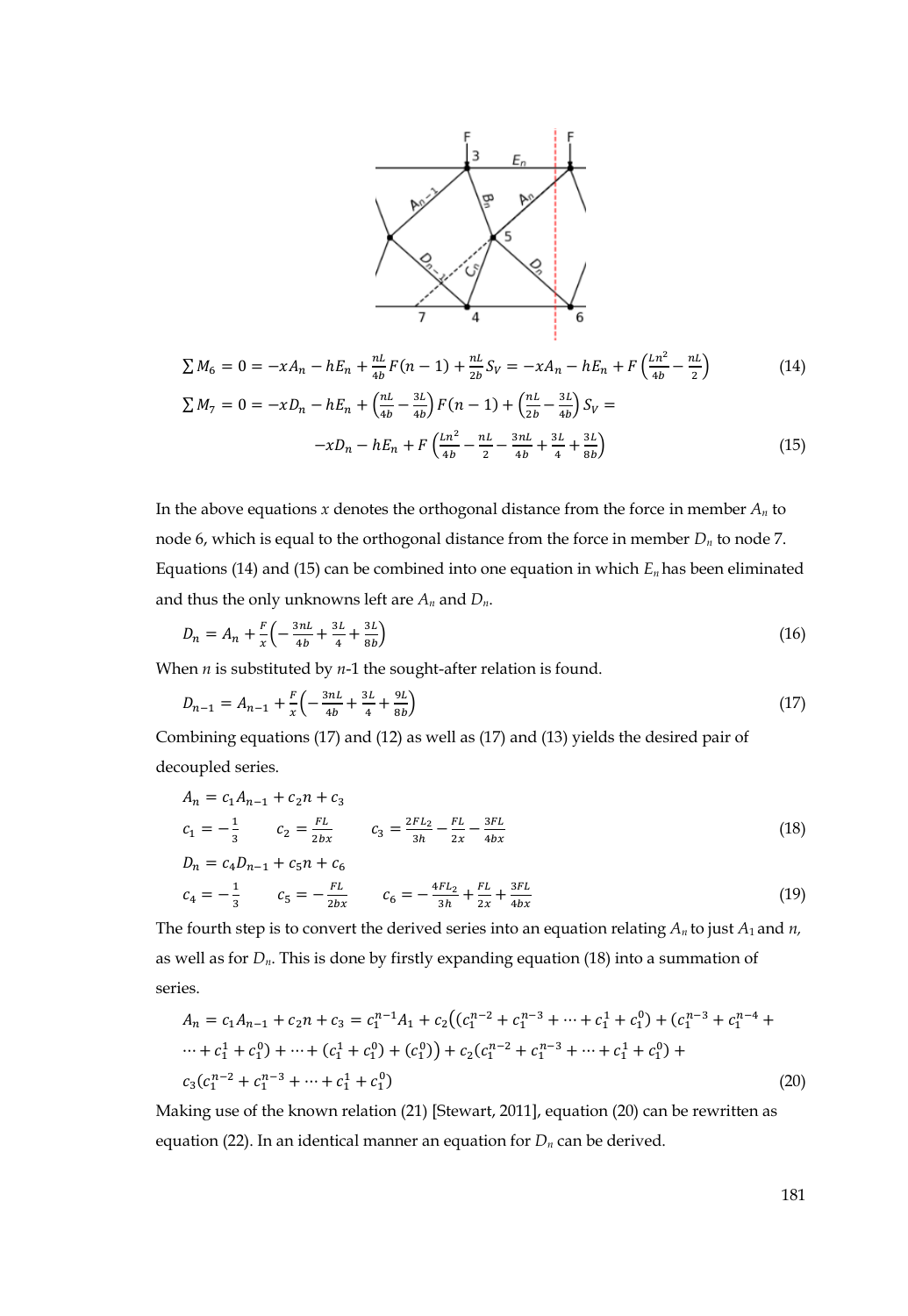$$\sum M_6 = 0 = -xA_n - hE_n + \frac{nL}{4b}F(n-1) + \frac{nL}{2b}S_V = -xA_n - hE_n + F\left(\frac{Ln^2}{4b} - \frac{nL}{2}\right) \tag{14}$$

$$\sum M_7 = 0 = -xD_n - hE_n + \left(\frac{nL}{4b} - \frac{3L}{4b}\right)F(n-1) + \left(\frac{nL}{2b} - \frac{3L}{4b}\right)S_V =$$

$$-xD_n - hE_n + F\left(\frac{Ln^2}{4b} - \frac{nL}{2} - \frac{3nL}{4b} + \frac{3L}{4} + \frac{3L}{8b}\right) \tag{15}$$

In the above equations $x$ denotes the orthogonal distance from the force in member $A_n$ to node 6, which is equal to the orthogonal distance from the force in member $D_n$ to node 7. Equations (14) and (15) can be combined into one equation in which $E_n$ has been eliminated and thus the only unknowns left are $A_n$ and $D_n$.

$$D_n = A_n + \frac{F}{x}\left(-\frac{3nL}{4b} + \frac{3L}{4} + \frac{3L}{8b}\right) \tag{16}$$

When $n$ is substituted by $n$-1 the sought-after relation is found.

$$D_{n-1} = A_{n-1} + \frac{F}{x}\left(-\frac{3nL}{4b} + \frac{3L}{4} + \frac{9L}{8b}\right) \tag{17}$$

Combining equations (17) and (12) as well as (17) and (13) yields the desired pair of decoupled series.

$$A_n = c_1 A_{n-1} + c_2 n + c_3$$

$$c_1 = -\frac{1}{3} \qquad c_2 = \frac{FL}{2bx} \qquad c_3 = \frac{2FL_2}{3h} - \frac{FL}{2x} - \frac{3FL}{4bx} \tag{18}$$

$$D_n = c_4 D_{n-1} + c_5 n + c_6$$

$$c_4 = -\frac{1}{3} \qquad c_5 = -\frac{FL}{2bx} \qquad c_6 = -\frac{4FL_2}{3h} + \frac{FL}{2x} + \frac{3FL}{4bx} \tag{19}$$

The fourth step is to convert the derived series into an equation relating $A_n$ to just $A_1$ and $n$, as well as for $D_n$. This is done by firstly expanding equation (18) into a summation of series.

$$A_n = c_1 A_{n-1} + c_2 n + c_3 = c_1^{n-1} A_1 + c_2\big((c_1^{n-2} + c_1^{n-3} + \cdots + c_1^1 + c_1^0) + (c_1^{n-3} + c_1^{n-4} +$$
$$\cdots + c_1^1 + c_1^0) + \cdots + (c_1^1 + c_1^0) + (c_1^0)\big) + c_2(c_1^{n-2} + c_1^{n-3} + \cdots + c_1^1 + c_1^0) +$$
$$c_3(c_1^{n-2} + c_1^{n-3} + \cdots + c_1^1 + c_1^0) \tag{20}$$

Making use of the known relation (21) [Stewart, 2011], equation (20) can be rewritten as equation (22). In an identical manner an equation for $D_n$ can be derived.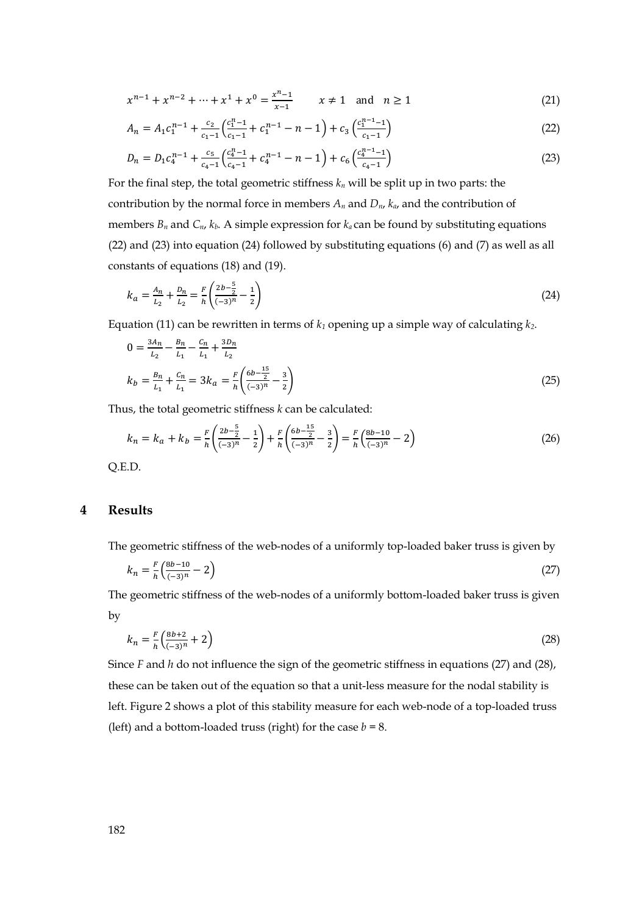$$x^{n-1} + x^{n-2} + \cdots + x^1 + x^0 = \frac{x^n - 1}{x-1} \qquad x \neq 1 \quad \text{and} \quad n \geq 1 \tag{21}$$

$$A_n = A_1 c_1^{n-1} + \frac{c_2}{c_1 - 1}\left(\frac{c_1^n - 1}{c_1 - 1} + c_1^{n-1} - n - 1\right) + c_3\left(\frac{c_1^{n-1} - 1}{c_1 - 1}\right) \tag{22}$$

$$D_n = D_1 c_4^{n-1} + \frac{c_5}{c_4 - 1}\left(\frac{c_4^n - 1}{c_4 - 1} + c_4^{n-1} - n - 1\right) + c_6\left(\frac{c_4^{n-1} - 1}{c_4 - 1}\right) \tag{23}$$

For the final step, the total geometric stiffness $k_n$ will be split up in two parts: the contribution by the normal force in members $A_n$ and $D_n$, $k_a$, and the contribution of members $B_n$ and $C_n$, $k_b$. A simple expression for $k_a$ can be found by substituting equations (22) and (23) into equation (24) followed by substituting equations (6) and (7) as well as all constants of equations (18) and (19).

$$k_a = \frac{A_n}{L_2} + \frac{D_n}{L_2} = \frac{F}{h}\left(\frac{2b - \frac{5}{2}}{(-3)^n} - \frac{1}{2}\right) \tag{24}$$

Equation (11) can be rewritten in terms of $k_1$ opening up a simple way of calculating $k_2$.

$$0 = \frac{3A_n}{L_2} - \frac{B_n}{L_1} - \frac{C_n}{L_1} + \frac{3D_n}{L_2}$$

$$k_b = \frac{B_n}{L_1} + \frac{C_n}{L_1} = 3k_a = \frac{F}{h}\left(\frac{6b - \frac{15}{2}}{(-3)^n} - \frac{3}{2}\right) \tag{25}$$

Thus, the total geometric stiffness $k$ can be calculated:

$$k_n = k_a + k_b = \frac{F}{h}\left(\frac{2b - \frac{5}{2}}{(-3)^n} - \frac{1}{2}\right) + \frac{F}{h}\left(\frac{6b - \frac{15}{2}}{(-3)^n} - \frac{3}{2}\right) = \frac{F}{h}\left(\frac{8b - 10}{(-3)^n} - 2\right) \tag{26}$$

Q.E.D.

## 4 Results

The geometric stiffness of the web-nodes of a uniformly top-loaded baker truss is given by

$$k_n = \frac{F}{h}\left(\frac{8b - 10}{(-3)^n} - 2\right) \tag{27}$$

The geometric stiffness of the web-nodes of a uniformly bottom-loaded baker truss is given by

$$k_n = \frac{F}{h}\left(\frac{8b + 2}{(-3)^n} + 2\right) \tag{28}$$

Since $F$ and $h$ do not influence the sign of the geometric stiffness in equations (27) and (28), these can be taken out of the equation so that a unit-less measure for the nodal stability is left. Figure 2 shows a plot of this stability measure for each web-node of a top-loaded truss (left) and a bottom-loaded truss (right) for the case $b = 8$.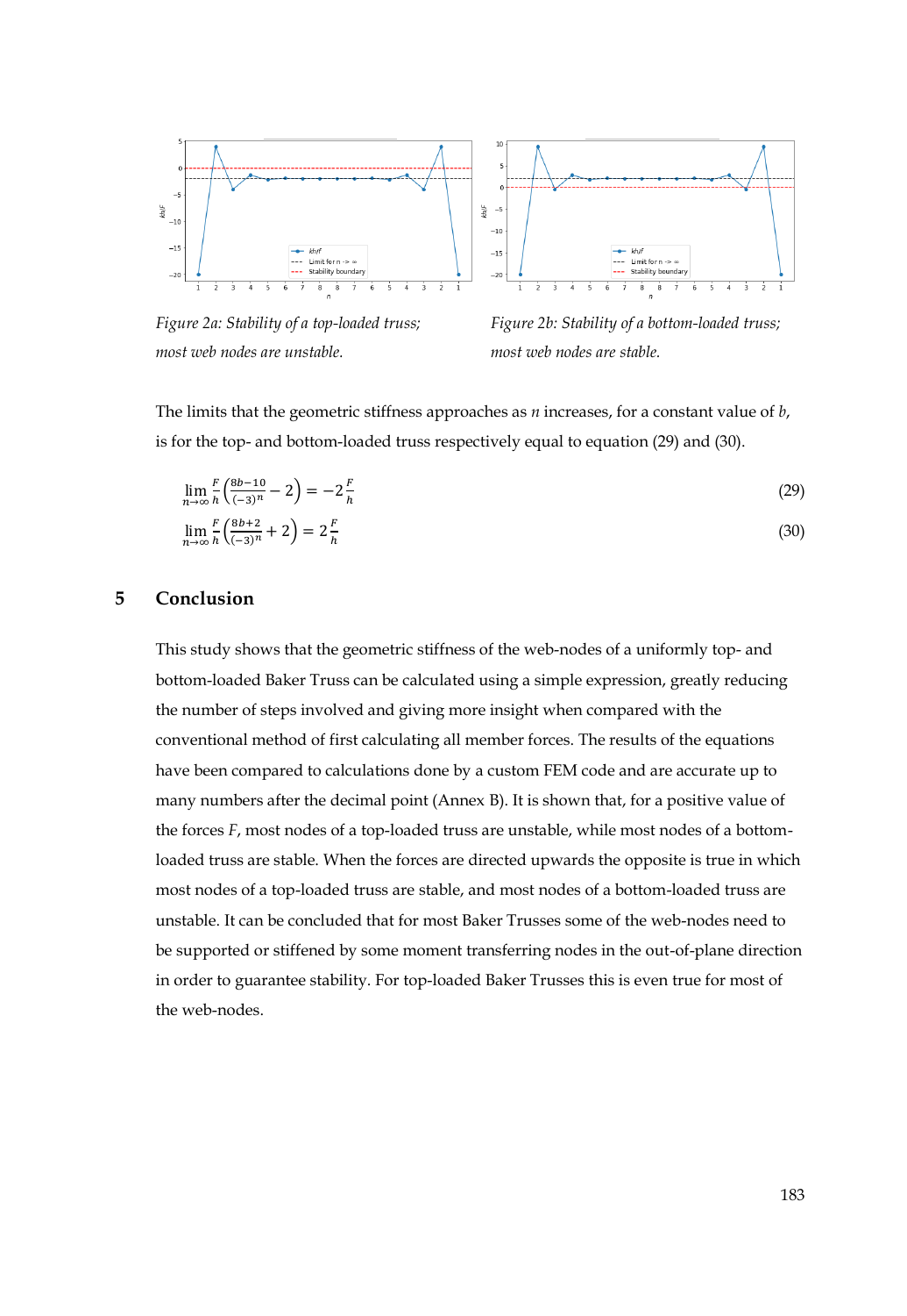*Figure 2a: Stability of a top-loaded truss; most web nodes are unstable.*

*Figure 2b: Stability of a bottom-loaded truss; most web nodes are stable.*

The limits that the geometric stiffness approaches as $n$ increases, for a constant value of $b$, is for the top- and bottom-loaded truss respectively equal to equation (29) and (30).

$$\lim_{n\to\infty} \frac{F}{h}\left(\frac{8b-10}{(-3)^n} - 2\right) = -2\frac{F}{h} \tag{29}$$

$$\lim_{n\to\infty} \frac{F}{h}\left(\frac{8b+2}{(-3)^n} + 2\right) = 2\frac{F}{h} \tag{30}$$

## 5 Conclusion

This study shows that the geometric stiffness of the web-nodes of a uniformly top- and bottom-loaded Baker Truss can be calculated using a simple expression, greatly reducing the number of steps involved and giving more insight when compared with the conventional method of first calculating all member forces. The results of the equations have been compared to calculations done by a custom FEM code and are accurate up to many numbers after the decimal point (Annex B). It is shown that, for a positive value of the forces $F$, most nodes of a top-loaded truss are unstable, while most nodes of a bottom-loaded truss are stable. When the forces are directed upwards the opposite is true in which most nodes of a top-loaded truss are stable, and most nodes of a bottom-loaded truss are unstable. It can be concluded that for most Baker Trusses some of the web-nodes need to be supported or stiffened by some moment transferring nodes in the out-of-plane direction in order to guarantee stability. For top-loaded Baker Trusses this is even true for most of the web-nodes.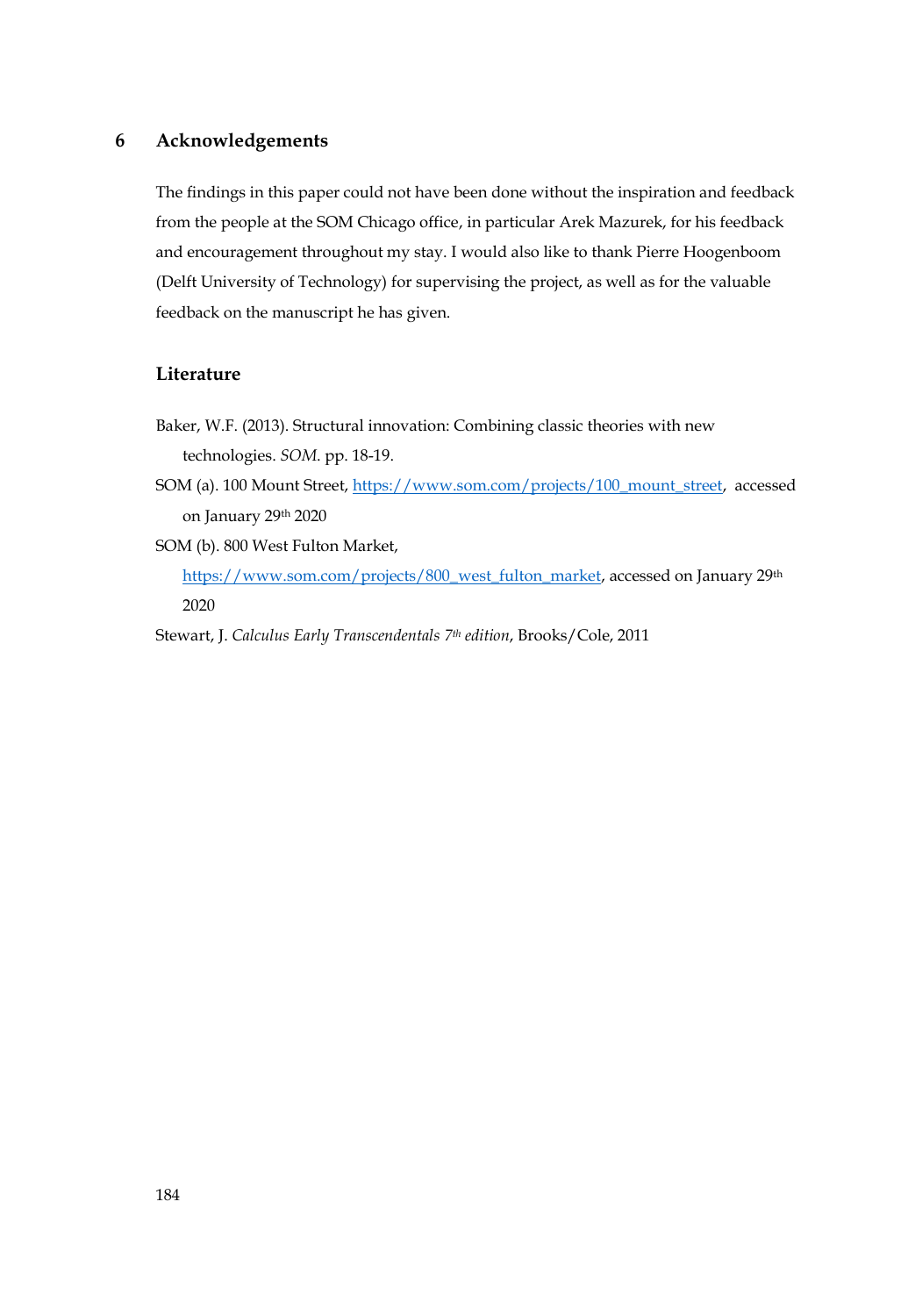# 6 Acknowledgements

The findings in this paper could not have been done without the inspiration and feedback from the people at the SOM Chicago office, in particular Arek Mazurek, for his feedback and encouragement throughout my stay. I would also like to thank Pierre Hoogenboom (Delft University of Technology) for supervising the project, as well as for the valuable feedback on the manuscript he has given.

## Literature

Baker, W.F. (2013). Structural innovation: Combining classic theories with new technologies. *SOM*. pp. 18-19.

SOM (a). 100 Mount Street, https://www.som.com/projects/100_mount_street, accessed on January 29th 2020

SOM (b). 800 West Fulton Market, https://www.som.com/projects/800_west_fulton_market, accessed on January 29th 2020

Stewart, J. *Calculus Early Transcendentals 7th edition*, Brooks/Cole, 2011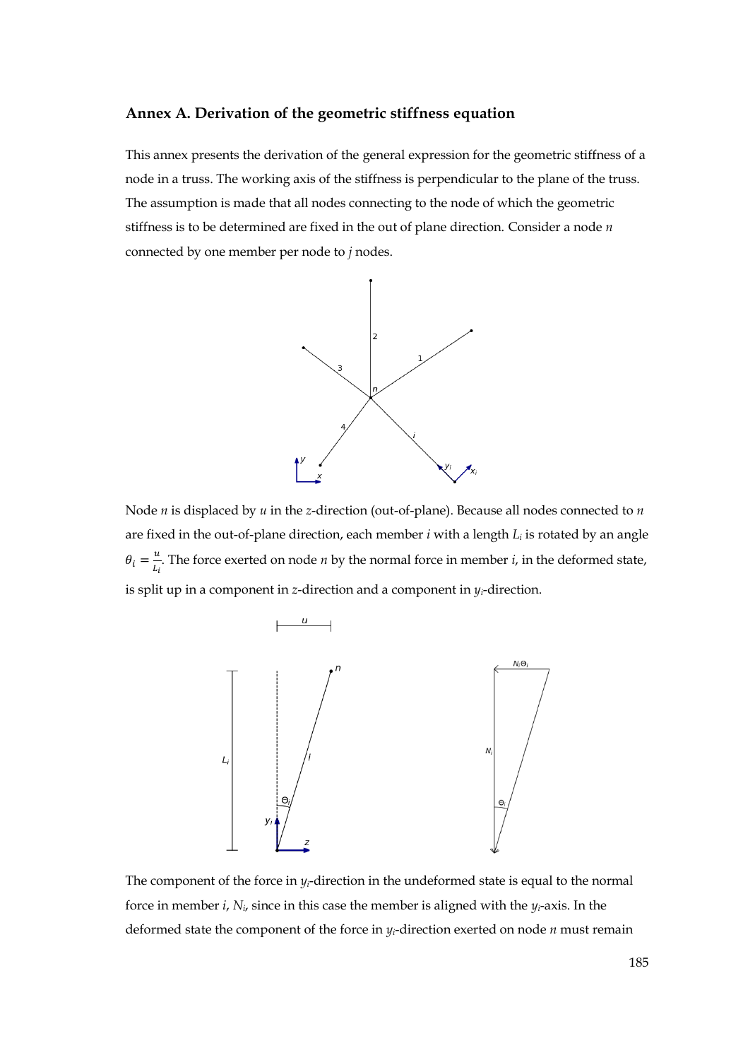## Annex A. Derivation of the geometric stiffness equation

This annex presents the derivation of the general expression for the geometric stiffness of a node in a truss. The working axis of the stiffness is perpendicular to the plane of the truss. The assumption is made that all nodes connecting to the node of which the geometric stiffness is to be determined are fixed in the out of plane direction. Consider a node *n* connected by one member per node to *j* nodes.

Node *n* is displaced by *u* in the *z*-direction (out-of-plane). Because all nodes connected to *n* are fixed in the out-of-plane direction, each member *i* with a length $L_i$ is rotated by an angle $\theta_i = \frac{u}{L_i}$. The force exerted on node *n* by the normal force in member *i*, in the deformed state, is split up in a component in *z*-direction and a component in $y_i$-direction.

The component of the force in $y_i$-direction in the undeformed state is equal to the normal force in member *i*, $N_i$, since in this case the member is aligned with the $y_i$-axis. In the deformed state the component of the force in $y_i$-direction exerted on node *n* must remain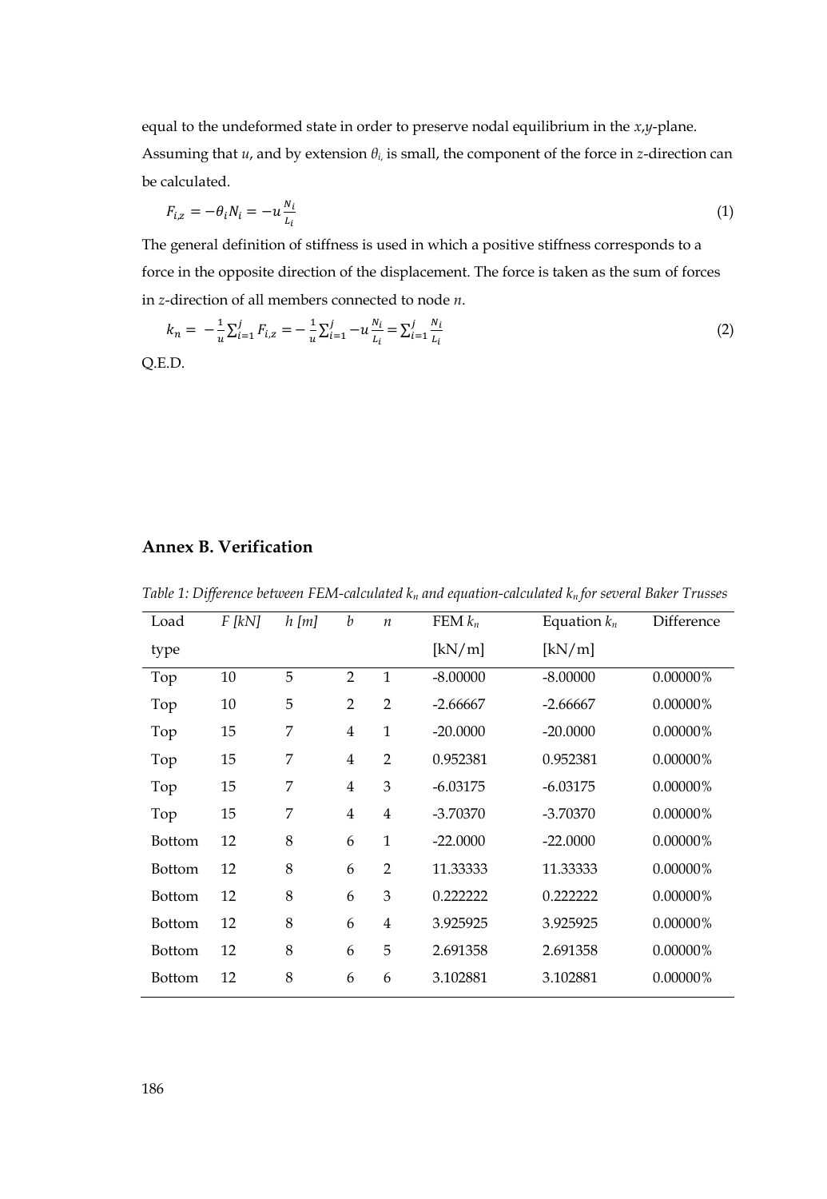equal to the undeformed state in order to preserve nodal equilibrium in the *x*,*y*-plane. Assuming that $u$, and by extension $\theta_i$, is small, the component of the force in *z*-direction can be calculated.

$$F_{i,z} = -\theta_i N_i = -u\frac{N_i}{L_i} \tag{1}$$

The general definition of stiffness is used in which a positive stiffness corresponds to a force in the opposite direction of the displacement. The force is taken as the sum of forces in *z*-direction of all members connected to node $n$.

$$k_n = -\frac{1}{u}\sum_{i=1}^{j} F_{i,z} = -\frac{1}{u}\sum_{i=1}^{j} -u\frac{N_i}{L_i} = \sum_{i=1}^{j}\frac{N_i}{L_i} \tag{2}$$

Q.E.D.

## Annex B. Verification

*Table 1: Difference between FEM-calculated $k_n$ and equation-calculated $k_n$ for several Baker Trusses*

| Load type | $F$ [kN] | $h$ [m] | $b$ | $n$ | FEM $k_n$ [kN/m] | Equation $k_n$ [kN/m] | Difference |
|---|---|---|---|---|---|---|---|
| Top | 10 | 5 | 2 | 1 | -8.00000 | -8.00000 | 0.00000% |
| Top | 10 | 5 | 2 | 2 | -2.66667 | -2.66667 | 0.00000% |
| Top | 15 | 7 | 4 | 1 | -20.0000 | -20.0000 | 0.00000% |
| Top | 15 | 7 | 4 | 2 | 0.952381 | 0.952381 | 0.00000% |
| Top | 15 | 7 | 4 | 3 | -6.03175 | -6.03175 | 0.00000% |
| Top | 15 | 7 | 4 | 4 | -3.70370 | -3.70370 | 0.00000% |
| Bottom | 12 | 8 | 6 | 1 | -22.0000 | -22.0000 | 0.00000% |
| Bottom | 12 | 8 | 6 | 2 | 11.33333 | 11.33333 | 0.00000% |
| Bottom | 12 | 8 | 6 | 3 | 0.222222 | 0.222222 | 0.00000% |
| Bottom | 12 | 8 | 6 | 4 | 3.925925 | 3.925925 | 0.00000% |
| Bottom | 12 | 8 | 6 | 5 | 2.691358 | 2.691358 | 0.00000% |
| Bottom | 12 | 8 | 6 | 6 | 3.102881 | 3.102881 | 0.00000% |